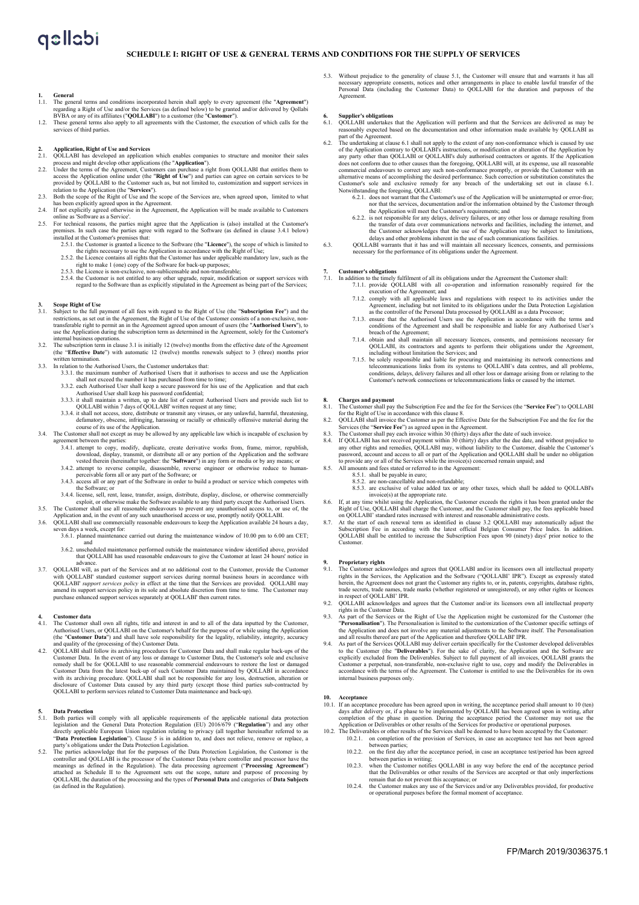qollabi

# SCHEDULE I: RIGHT OF USE & GENERAL TERMS AND CONDITIONS FOR THE SUPPLY OF SERVICES

**1. General**

1.1. The general terms and conditions incorporated herein shall apply to every agreement (the "**Agreement**") regarding a Right of Use and/or the Services (as defined below) to be granted and/or delivered by Qollabi BVBA or any of its affiliates ("**QOLLABI**") to a customer (the "**Customer**").

1.2. These general terms also apply to all agreements with the Customer, the execution of which calls for the services of third parties.

**2. Application, Right of Use and Services**

2.1. QOLLABI has developed an application which enables companies to structure and monitor their sales process and might develop other applications (the "**Application**").

2.2. Under the terms of the Agreement, Customers can purchase a right from QOLLABI that entitles them to access the Application online under (the "**Right of Use**") and parties can agree on certain services to be provided by QOLLABI to the Customer such as, but not limited to, customization and support services in relation to the Application (the "**Services**").

2.3. Both the scope of the Right of Use and the scope of the Services are, when agreed upon, limited to what has been explicitly agreed upon in the Agreement.

2.4. If not explicitly agreed otherwise in the Agreement, the Application will be made available to Customers online as 'Software as a Service'.

2.5. For technical reasons, the parties might agree that the Application is (also) installed at the Customer's premises. In such case the parties agree with regard to the Software (as defined in clause 3.4.1 below) installed at the Customer's premises that:

2.5.1. the Customer is granted a licence to the Software (the "**Licence**"), the scope of which is limited to the rights necessary to use the Application in accordance with the Right of Use;

2.5.2. the Licence contains all rights that the Customer has under applicable mandatory law, such as the right to make 1 (one) copy of the Software for back-up purposes;

2.5.3. the Licence is non-exclusive, non-sublicensable and non-transferable;

2.5.4. the Customer is not entitled to any other upgrade, repair, modification or support services with regard to the Software than as explicitly stipulated in the Agreement as being part of the Services;

**3. Scope Right of Use**

3.1. Subject to the full payment of all fees with regard to the Right of Use (the "**Subscription Fee**") and the restrictions, as set out in the Agreement, the Right of Use of the Customer consists of a non-exclusive, non-transferable right to permit an in the Agreement agreed upon amount of users (the "**Authorised Users**"), to use the Application during the subscription term as determined in the Agreement, solely for the Customer's internal business operations.

3.2. The subscription term in clause 3.1 is initially 12 (twelve) months from the effective date of the Agreement (the "**Effective Date**") with automatic 12 (twelve) months renewals subject to 3 (three) months prior written termination.

3.3. In relation to the Authorised Users, the Customer undertakes that:

3.3.1. the maximum number of Authorised Users that it authorises to access and use the Application shall not exceed the number it has purchased from time to time;

3.3.2. each Authorised User shall keep a secure password for his use of the Application and that each Authorised User shall keep his password confidential;

3.3.3. it shall maintain a written, up to date list of current Authorised Users and provide such list to QOLLABI within 7 days of QOLLABI' written request at any time;

3.3.4. it shall not access, store, distribute or transmit any viruses, or any unlawful, harmful, threatening, defamatory, obscene, infringing, harassing or racially or ethnically offensive material during the course of its use of the Application.

3.4. The Customer shall not except as may be allowed by any applicable law which is incapable of exclusion by agreement between the parties:

3.4.1. attempt to copy, modify, duplicate, create derivative works from, frame, mirror, republish, download, display, transmit, or distribute all or any portion of the Application and the software vested therein (hereinafter together: the "**Software**") in any form or media or by any means; or

3.4.2. attempt to reverse compile, disassemble, reverse engineer or otherwise reduce to human-perceivable form all or any part of the Software; or

3.4.3. access all or any part of the Software in order to build a product or service which competes with the Software; or

3.4.4. license, sell, rent, lease, transfer, assign, distribute, display, disclose, or otherwise commercially exploit, or otherwise make the Software available to any third party except the Authorised Users.

3.5. The Customer shall use all reasonable endeavours to prevent any unauthorised access to, or use of, the Application and, in the event of any such unauthorised access or use, promptly notify QOLLABI.

3.6. QOLLABI shall use commercially reasonable endeavours to keep the Application available 24 hours a day, seven days a week, except for:

3.6.1. planned maintenance carried out during the maintenance window of 10.00 pm to 6.00 am CET; and

3.6.2. unscheduled maintenance performed outside the maintenance window identified above, provided that QOLLABI has used reasonable endeavours to give the Customer at least 24 hours' notice in advance.

3.7. QOLLABI will, as part of the Services and at no additional cost to the Customer, provide the Customer with QOLLABI' standard customer support services during normal business hours in accordance with QOLLABI' *support services policy* in effect at the time that the Services are provided. QOLLABI may amend its support services policy in its sole and absolute discretion from time to time. The Customer may purchase enhanced support services separately at QOLLABI' then current rates.

**4. Customer data**

4.1. The Customer shall own all rights, title and interest in and to all of the data inputted by the Customer, Authorised Users, or QOLLABI on the Customer's behalf for the purpose of or while using the Application (the "**Customer Data**") and shall have sole responsibility for the legality, reliability, integrity, accuracy and quality of the (processing of the) Customer Data.

4.2. QOLLABI shall follow its archiving procedures for Customer Data and shall make regular back-ups of the Customer Data. In the event of any loss or damage to Customer Data, the Customer's sole and exclusive remedy shall be for QOLLABI to use reasonable commercial endeavours to restore the lost or damaged Customer Data from the latest back-up of such Customer Data maintained by QOLLABI in accordance with its archiving procedure. QOLLABI shall not be responsible for any loss, destruction, alteration or disclosure of Customer Data caused by any third party (except those third parties sub-contracted by QOLLABI to perform services related to Customer Data maintenance and back-up).

**5. Data Protection**

5.1. Both parties will comply with all applicable requirements of the applicable national data protection legislation and the General Data Protection Regulation (EU) 2016/679 ("**Regulation**") and any other directly applicable European Union regulation relating to privacy (all together hereinafter referred to as "**Data Protection Legislation**"). Clause 5 is in addition to, and does not relieve, remove or replace, a party's obligations under the Data Protection Legislation.

5.2. The parties acknowledge that for the purposes of the Data Protection Legislation, the Customer is the controller and QOLLABI is the processor of the Customer Data (where controller and processor have the meanings as defined in the Regulation). The data processing agreement ("**Processing Agreement**") attached as Schedule II to the Agreement sets out the scope, nature and purpose of processing by QOLLABI, the duration of the processing and the types of **Personal Data** and categories of **Data Subjects** (as defined in the Regulation).

5.3. Without prejudice to the generality of clause 5.1, the Customer will ensure that and warrants it has all necessary appropriate consents, notices and other arrangements in place to enable lawful transfer of the Personal Data (including the Customer Data) to QOLLABI for the duration and purposes of the Agreement.

**6. Supplier's obligations**

6.1. QOLLABI undertakes that the Application will perform and that the Services are delivered as may be reasonably expected based on the documentation and other information made available by QOLLABI as part of the Agreement.

6.2. The undertaking at clause 6.1 shall not apply to the extent of any non-conformance which is caused by use of the Application contrary to QOLLABI's instructions, or modification or alteration of the Application by any party other than QOLLABI or QOLLABI's duly authorised contractors or agents. If the Application does not conform due to other causes than the foregoing, QOLLABI will, at its expense, use all reasonable commercial endeavours to correct any such non-conformance promptly, or provide the Customer with an alternative means of accomplishing the desired performance. Such correction or substitution constitutes the Customer's sole and exclusive remedy for any breach of the undertaking set out in clause 6.1. Notwithstanding the foregoing, QOLLABI:

6.2.1. does not warrant that the Customer's use of the Application will be uninterrupted or error-free; nor that the services, documentation and/or the information obtained by the Customer through the Application will meet the Customer's requirements; and

6.2.2. is not responsible for any delays, delivery failures, or any other loss or damage resulting from the transfer of data over communications networks and facilities, including the internet, and the Customer acknowledges that the use of the Application may be subject to limitations, delays and other problems inherent in the use of such communications facilities.

6.3. QOLLABI warrants that it has and will maintain all necessary licences, consents, and permissions necessary for the performance of its obligations under the Agreement.

**7. Customer's obligations**

7.1. In addition to the timely fulfilment of all its obligations under the Agreement the Customer shall:

7.1.1. provide QOLLABI with all co-operation and information reasonably required for the execution of the Agreement; and

7.1.2. comply with all applicable laws and regulations with respect to its activities under the Agreement, including but not limited to its obligations under the Data Protection Legislation as the controller of the Personal Data processed by QOLLABI as a data Processor;

7.1.3. ensure that the Authorised Users use the Application in accordance with the terms and conditions of the Agreement and shall be responsible and liable for any Authorised User's breach of the Agreement;

7.1.4. obtain and shall maintain all necessary licences, consents, and permissions necessary for QOLLABI, its contractors and agents to perform their obligations under the Agreement, including without limitation the Services; and

7.1.5. be solely responsible and liable for procuring and maintaining its network connections and telecommunications links from its systems to QOLLABI's data centres, and all problems, conditions, delays, delivery failures and all other loss or damage arising from or relating to the Customer's network connections or telecommunications links or caused by the internet.

**8. Charges and payment**

8.1. The Customer shall pay the Subscription Fee and the fee for the Services (the "**Service Fee**") to QOLLABI for the Right of Use in accordance with this clause 8.

8.2. QOLLABI shall invoice the Customer as per the Effective Date for the Subscription Fee and the fee for the Services (the "**Service Fee**") as agreed upon in the Agreement.

8.3. The Customer shall pay each invoice within 30 (thirty) days after the date of such invoice.

8.4. If QOLLABI has not received payment within 30 (thirty) days after the due date, and without prejudice to any other rights and remedies, QOLLABI may, without liability to the Customer, disable the Customer's password, account and access to all or part of the Application and QOLLABI shall be under no obligation to provide any or all of the Services while the invoice(s) concerned remain unpaid; and

8.5. All amounts and fees stated or referred to in the Agreement:

8.5.1. shall be payable in euro;

8.5.2. are non-cancellable and non-refundable;

8.5.3. are exclusive of value added tax or any other taxes, which shall be added to QOLLABI's invoice(s) at the appropriate rate.

8.6. If, at any time whilst using the Application, the Customer exceeds the rights it has been granted under the Right of Use, QOLLABI shall charge the Customer, and the Customer shall pay, the fees applicable based on QOLLABI' standard rates increased with interest and reasonable administrative costs.

8.7. At the start of each renewal term as identified in clause 3.2 QOLLABI may automatically adjust the Subscription Fee in according with the latest official Belgian Consumer Price Index. In addition. QOLLABI shall be entitled to increase the Subscription Fees upon 90 (ninety) days' prior notice to the Customer.

**9. Proprietary rights**

9.1. The Customer acknowledges and agrees that QOLLABI and/or its licensors own all intellectual property rights in the Services, the Application and the Software ("QOLLABI' IPR"). Except as expressly stated herein, the Agreement does not grant the Customer any rights to, or in, patents, copyrights, database rights, trade secrets, trade names, trade marks (whether registered or unregistered), or any other rights or licences in respect of QOLLABI' IPR.

9.2. QOLLABI acknowledges and agrees that the Customer and/or its licensors own all intellectual property rights in the Customer Data.

9.3. As part of the Services or the Right of Use the Application might be customized for the Customer (the "**Personalisation**"). The Personalisation is limited to the customization of the Customer specific settings of the Application and does not involve any material adjustments to the Software itself. The Personalisation and all results thereof are part of the Application and therefore QOLLABI' IPR.

9.4. As part of the Services QOLLABI may deliver certain specifically for the Customer developed deliverables to the Customer (the "**Deliverables**"). For the sake of clarity, the Application and the Software are explicitly excluded from the Deliverables. Subject to full payment of all invoices, QOLLABI grants the Customer a perpetual, non-transferable, non-exclusive right to use, copy and modify the Deliverables in accordance with the terms of the Agreement. The Customer is entitled to use the Deliverables for its own internal business purposes only.

**10. Acceptance**

10.1. If an acceptance procedure has been agreed upon in writing, the acceptance period shall amount to 10 (ten) days after delivery or, if a phase to be implemented by QOLLABI has been agreed upon in writing, after completion of the phase in question. During the acceptance period the Customer may not use the Application or Deliverables or other results of the Services for productive or operational purposes.

10.2. The Deliverables or other results of the Services shall be deemed to have been accepted by the Customer:

10.2.1. on completion of the provision of Services, in case an acceptance test has not been agreed between parties;

10.2.2. on the first day after the acceptance period, in case an acceptance test/period has been agreed between parties in writing;

10.2.3. when the Customer notifies QOLLABI in any way before the end of the acceptance period that the Deliverables or other results of the Services are accepted or that only imperfections remain that do not prevent this acceptance; or

10.2.4. the Customer makes any use of the Services and/or any Deliverables provided, for productive or operational purposes before the formal moment of acceptance.

FP/March 2019/3036375.1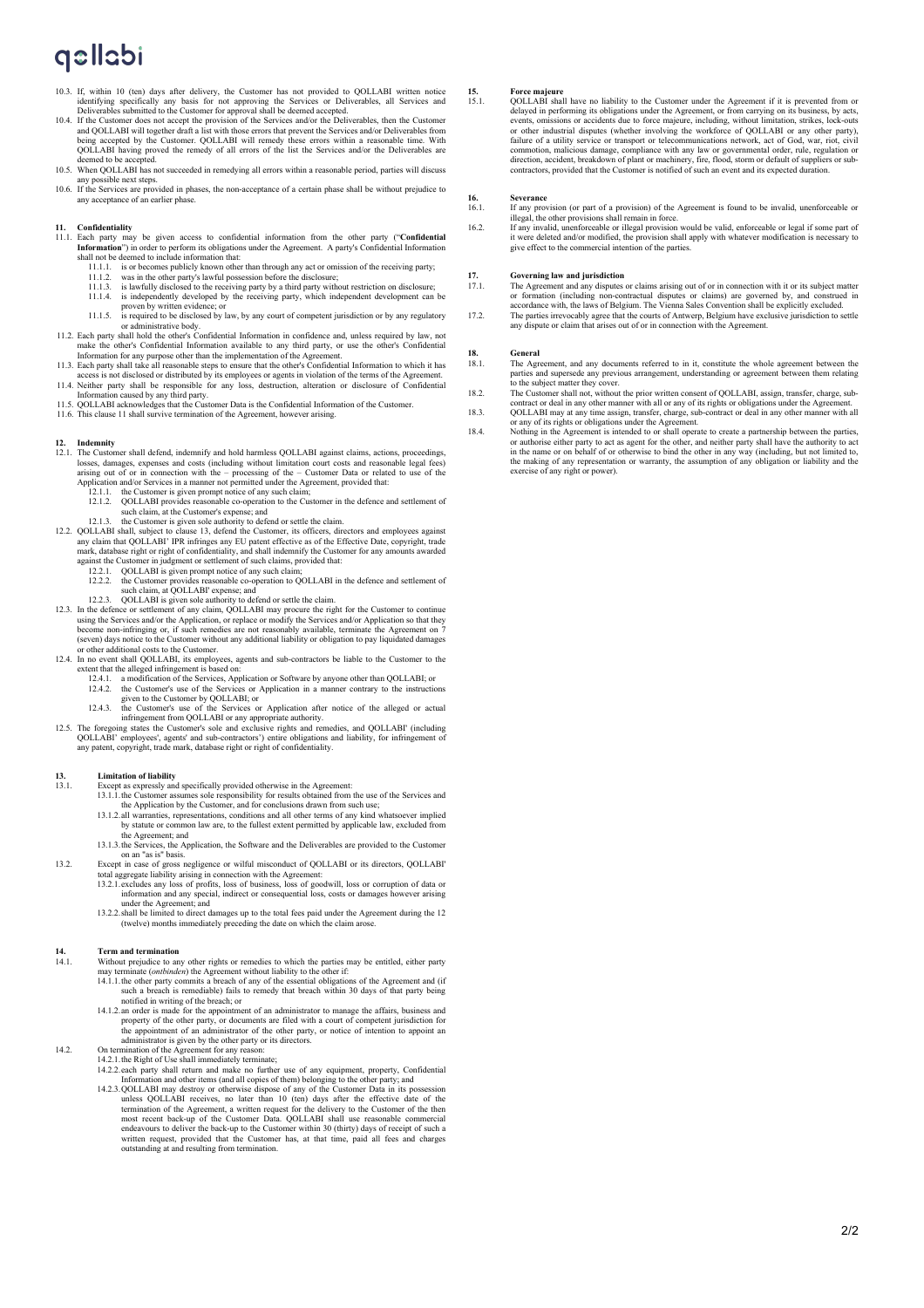10.3. If, within 10 (ten) days after delivery, the Customer has not provided to QOLLABI written notice identifying specifically any basis for not approving the Services or Deliverables, all Services and Deliverables submitted to the Customer for approval shall be deemed accepted.

10.4. If the Customer does not accept the provision of the Services and/or the Deliverables, then the Customer and QOLLABI will together draft a list with those errors that prevent the Services and/or Deliverables from being accepted by the Customer. QOLLABI will remedy these errors within a reasonable time. With QOLLABI having proved the remedy of all errors of the list the Services and/or the Deliverables are deemed to be accepted.

10.5. When QOLLABI has not succeeded in remedying all errors within a reasonable period, parties will discuss any possible next steps.

10.6. If the Services are provided in phases, the non-acceptance of a certain phase shall be without prejudice to any acceptance of an earlier phase.

## 11. Confidentiality

11.1. Each party may be given access to confidential information from the other party ("**Confidential Information**") in order to perform its obligations under the Agreement. A party's Confidential Information shall not be deemed to include information that:

- 11.1.1. is or becomes publicly known other than through any act or omission of the receiving party;
- 11.1.2. was in the other party's lawful possession before the disclosure;
- 11.1.3. is lawfully disclosed to the receiving party by a third party without restriction on disclosure;
- 11.1.4. is independently developed by the receiving party, which independent development can be proven by written evidence; or
- 11.1.5. is required to be disclosed by law, by any court of competent jurisdiction or by any regulatory or administrative body.

11.2. Each party shall hold the other's Confidential Information in confidence and, unless required by law, not make the other's Confidential Information available to any third party, or use the other's Confidential Information for any purpose other than the implementation of the Agreement.

11.3. Each party shall take all reasonable steps to ensure that the other's Confidential Information to which it has access is not disclosed or distributed by its employees or agents in violation of the terms of the Agreement.

11.4. Neither party shall be responsible for any loss, destruction, alteration or disclosure of Confidential Information caused by any third party.

11.5. QOLLABI acknowledges that the Customer Data is the Confidential Information of the Customer.

11.6. This clause 11 shall survive termination of the Agreement, however arising.

## 12. Indemnity

12.1. The Customer shall defend, indemnify and hold harmless QOLLABI against claims, actions, proceedings, losses, damages, expenses and costs (including without limitation court costs and reasonable legal fees) arising out of or in connection with the – processing of the – Customer Data or related to use of the Application and/or Services in a manner not permitted under the Agreement, provided that:

- 12.1.1. the Customer is given prompt notice of any such claim;
- 12.1.2. QOLLABI provides reasonable co-operation to the Customer in the defence and settlement of such claim, at the Customer's expense; and
- 12.1.3. the Customer is given sole authority to defend or settle the claim.

12.2. QOLLABI shall, subject to clause 13, defend the Customer, its officers, directors and employees against any claim that QOLLABI' IPR infringes any EU patent effective as of the Effective Date, copyright, trade mark, database right or right of confidentiality, and shall indemnify the Customer for any amounts awarded against the Customer in judgment or settlement of such claims, provided that:

- 12.2.1. QOLLABI is given prompt notice of any such claim;
- 12.2.2. the Customer provides reasonable co-operation to QOLLABI in the defence and settlement of such claim, at QOLLABI' expense; and
- 12.2.3. QOLLABI is given sole authority to defend or settle the claim.

12.3. In the defence or settlement of any claim, QOLLABI may procure the right for the Customer to continue using the Services and/or the Application, or replace or modify the Services and/or Application so that they become non-infringing or, if such remedies are not reasonably available, terminate the Agreement on 7 (seven) days notice to the Customer without any additional liability or obligation to pay liquidated damages or other additional costs to the Customer.

12.4. In no event shall QOLLABI, its employees, agents and sub-contractors be liable to the Customer to the extent that the alleged infringement is based on:

- 12.4.1. a modification of the Services, Application or Software by anyone other than QOLLABI; or
- 12.4.2. the Customer's use of the Services or Application in a manner contrary to the instructions given to the Customer by QOLLABI; or
- 12.4.3. the Customer's use of the Services or Application after notice of the alleged or actual infringement from QOLLABI or any appropriate authority.

12.5. The foregoing states the Customer's sole and exclusive rights and remedies, and QOLLABI' (including QOLLABI' employees', agents' and sub-contractors') entire obligations and liability, for infringement of any patent, copyright, trade mark, database right or right of confidentiality.

## 13. Limitation of liability

13.1. Except as expressly and specifically provided otherwise in the Agreement:

- 13.1.1. the Customer assumes sole responsibility for results obtained from the use of the Services and the Application by the Customer, and for conclusions drawn from such use;
- 13.1.2. all warranties, representations, conditions and all other terms of any kind whatsoever implied by statute or common law are, to the fullest extent permitted by applicable law, excluded from the Agreement; and
- 13.1.3. the Services, the Application, the Software and the Deliverables are provided to the Customer on an "as is" basis.

13.2. Except in case of gross negligence or wilful misconduct of QOLLABI or its directors, QOLLABI' total aggregate liability arising in connection with the Agreement:

- 13.2.1. excludes any loss of profits, loss of business, loss of goodwill, loss or corruption of data or information and any special, indirect or consequential loss, costs or damages however arising under the Agreement; and
- 13.2.2. shall be limited to direct damages up to the total fees paid under the Agreement during the 12 (twelve) months immediately preceding the date on which the claim arose.

## 14. Term and termination

14.1. Without prejudice to any other rights or remedies to which the parties may be entitled, either party may terminate (*ontbinden*) the Agreement without liability to the other if:

- 14.1.1. the other party commits a breach of any of the essential obligations of the Agreement and (if such a breach is remediable) fails to remedy that breach within 30 days of that party being notified in writing of the breach; or
- 14.1.2. an order is made for the appointment of an administrator to manage the affairs, business and property of the other party, or documents are filed with a court of competent jurisdiction for the appointment of an administrator of the other party, or notice of intention to appoint an administrator is given by the other party or its directors.

14.2. On termination of the Agreement for any reason:

- 14.2.1. the Right of Use shall immediately terminate;
- 14.2.2. each party shall return and make no further use of any equipment, property, Confidential Information and other items (and all copies of them) belonging to the other party; and
- 14.2.3. QOLLABI may destroy or otherwise dispose of any of the Customer Data in its possession unless QOLLABI receives, no later than 10 (ten) days after the effective date of the termination of the Agreement, a written request for the delivery to the Customer of the then most recent back-up of the Customer Data. QOLLABI shall use reasonable commercial endeavours to deliver the back-up to the Customer within 30 (thirty) days of receipt of such a written request, provided that the Customer has, at that time, paid all fees and charges outstanding at and resulting from termination.

## 15. Force majeure

15.1. QOLLABI shall have no liability to the Customer under the Agreement if it is prevented from or delayed in performing its obligations under the Agreement, or from carrying on its business, by acts, events, omissions or accidents due to force majeure, including, without limitation, strikes, lock-outs or other industrial disputes (whether involving the workforce of QOLLABI or any other party), failure of a utility service or transport or telecommunications network, act of God, war, riot, civil commotion, malicious damage, compliance with any law or governmental order, rule, regulation or direction, accident, breakdown of plant or machinery, fire, flood, storm or default of suppliers or sub-contractors, provided that the Customer is notified of such an event and its expected duration.

## 16. Severance

16.1. If any provision (or part of a provision) of the Agreement is found to be invalid, unenforceable or illegal, the other provisions shall remain in force.

16.2. If any invalid, unenforceable or illegal provision would be valid, enforceable or legal if some part of it were deleted and/or modified, the provision shall apply with whatever modification is necessary to give effect to the commercial intention of the parties.

## 17. Governing law and jurisdiction

17.1. The Agreement and any disputes or claims arising out of or in connection with it or its subject matter or formation (including non-contractual disputes or claims) are governed by, and construed in accordance with, the laws of Belgium. The Vienna Sales Convention shall be explicitly excluded.

17.2. The parties irrevocably agree that the courts of Antwerp, Belgium have exclusive jurisdiction to settle any dispute or claim that arises out of or in connection with the Agreement.

## 18. General

18.1. The Agreement, and any documents referred to in it, constitute the whole agreement between the parties and supersede any previous arrangement, understanding or agreement between them relating to the subject matter they cover.

18.2. The Customer shall not, without the prior written consent of QOLLABI, assign, transfer, charge, sub-contract or deal in any other manner with all or any of its rights or obligations under the Agreement.

18.3. QOLLABI may at any time assign, transfer, charge, sub-contract or deal in any other manner with all or any of its rights or obligations under the Agreement.

18.4. Nothing in the Agreement is intended to or shall operate to create a partnership between the parties, or authorise either party to act as agent for the other, and neither party shall have the authority to act in the name or on behalf of or otherwise to bind the other in any way (including, but not limited to, the making of any representation or warranty, the assumption of any obligation or liability and the exercise of any right or power).